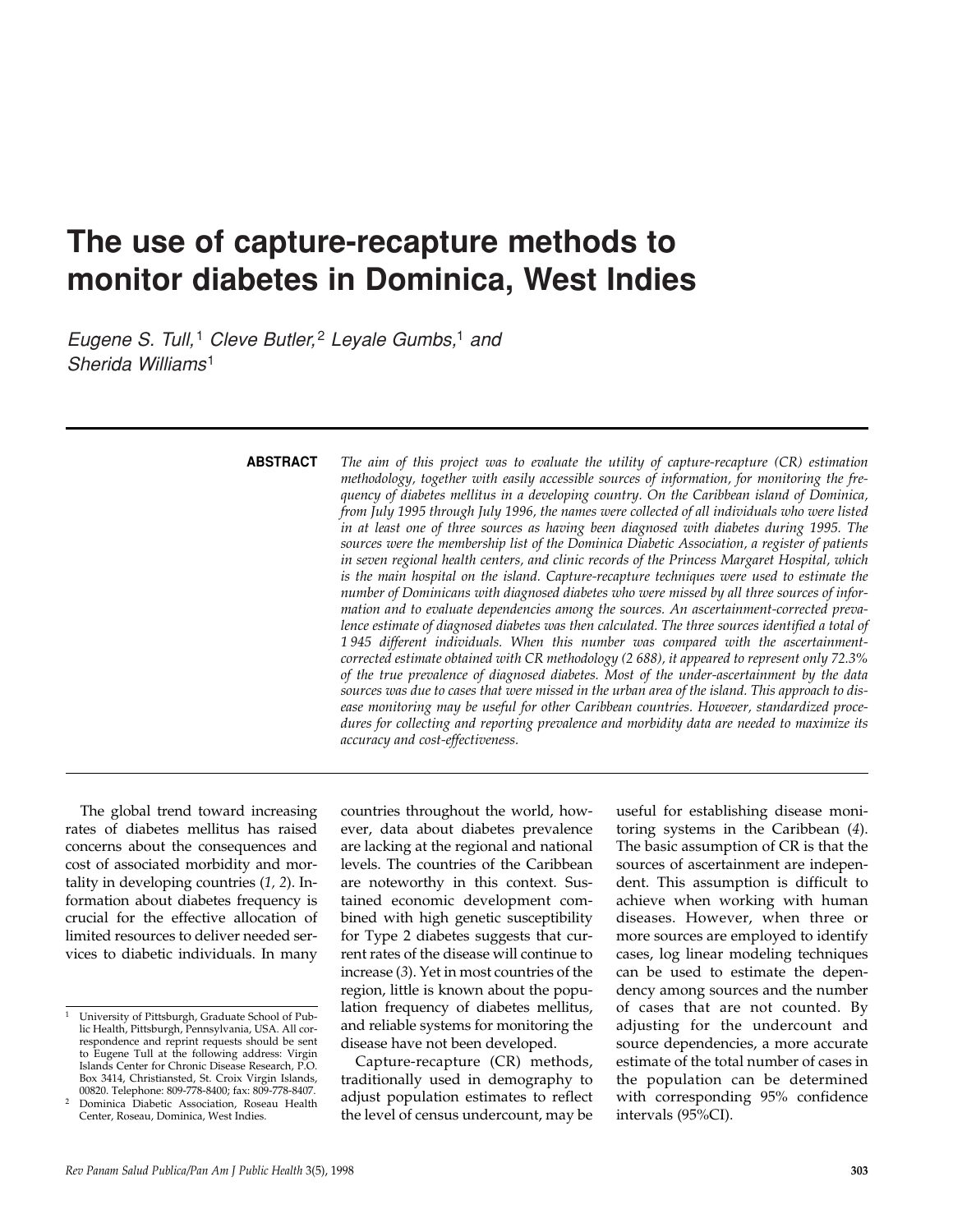# The use of capture-recapture methods to monitor diabetes in Dominica, West Indies

*Eugene S. Tull,*[1] *Cleve Butler,*[2] *Leyale Gumbs,*[1] *and Sherida Williams*[1]

**ABSTRACT**

*The aim of this project was to evaluate the utility of capture-recapture (CR) estimation methodology, together with easily accessible sources of information, for monitoring the frequency of diabetes mellitus in a developing country. On the Caribbean island of Dominica, from July 1995 through July 1996, the names were collected of all individuals who were listed in at least one of three sources as having been diagnosed with diabetes during 1995. The sources were the membership list of the Dominica Diabetic Association, a register of patients in seven regional health centers, and clinic records of the Princess Margaret Hospital, which is the main hospital on the island. Capture-recapture techniques were used to estimate the number of Dominicans with diagnosed diabetes who were missed by all three sources of information and to evaluate dependencies among the sources. An ascertainment-corrected prevalence estimate of diagnosed diabetes was then calculated. The three sources identified a total of 1 945 different individuals. When this number was compared with the ascertainment-corrected estimate obtained with CR methodology (2 688), it appeared to represent only 72.3% of the true prevalence of diagnosed diabetes. Most of the under-ascertainment by the data sources was due to cases that were missed in the urban area of the island. This approach to disease monitoring may be useful for other Caribbean countries. However, standardized procedures for collecting and reporting prevalence and morbidity data are needed to maximize its accuracy and cost-effectiveness.*

---

The global trend toward increasing rates of diabetes mellitus has raised concerns about the consequences and cost of associated morbidity and mortality in developing countries (*1, 2*). Information about diabetes frequency is crucial for the effective allocation of limited resources to deliver needed services to diabetic individuals. In many countries throughout the world, however, data about diabetes prevalence are lacking at the regional and national levels. The countries of the Caribbean are noteworthy in this context. Sustained economic development combined with high genetic susceptibility for Type 2 diabetes suggests that current rates of the disease will continue to increase (*3*). Yet in most countries of the region, little is known about the population frequency of diabetes mellitus, and reliable systems for monitoring the disease have not been developed.

Capture-recapture (CR) methods, traditionally used in demography to adjust population estimates to reflect the level of census undercount, may be useful for establishing disease monitoring systems in the Caribbean (*4*). The basic assumption of CR is that the sources of ascertainment are independent. This assumption is difficult to achieve when working with human diseases. However, when three or more sources are employed to identify cases, log linear modeling techniques can be used to estimate the dependency among sources and the number of cases that are not counted. By adjusting for the undercount and source dependencies, a more accurate estimate of the total number of cases in the population can be determined with corresponding 95% confidence intervals (95%CI).

---

[1] University of Pittsburgh, Graduate School of Public Health, Pittsburgh, Pennsylvania, USA. All correspondence and reprint requests should be sent to Eugene Tull at the following address: Virgin Islands Center for Chronic Disease Research, P.O. Box 3414, Christiansted, St. Croix Virgin Islands, 00820. Telephone: 809-778-8400; fax: 809-778-8407.

[2] Dominica Diabetic Association, Roseau Health Center, Roseau, Dominica, West Indies.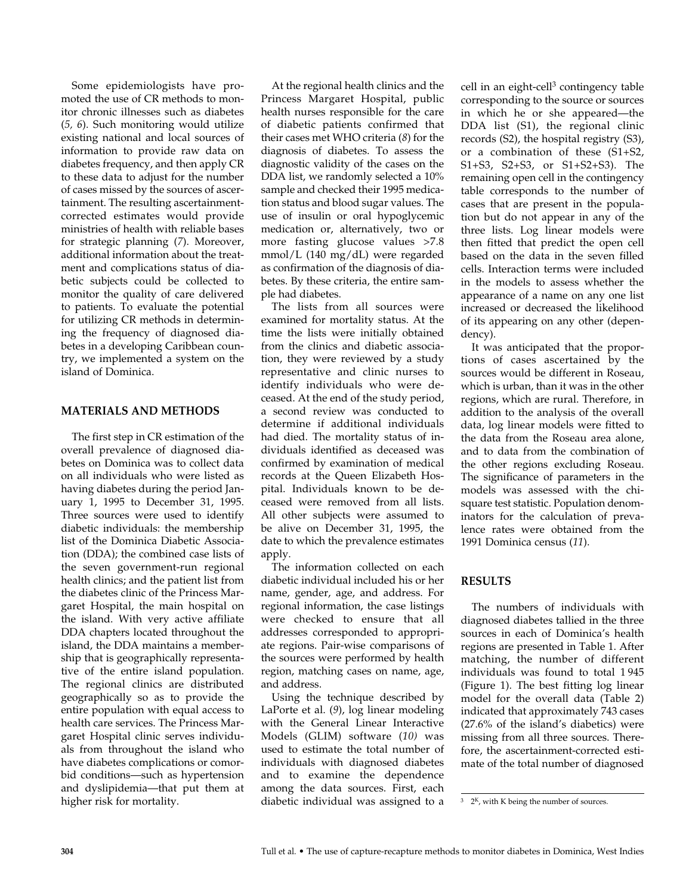Some epidemiologists have promoted the use of CR methods to monitor chronic illnesses such as diabetes (*5, 6*). Such monitoring would utilize existing national and local sources of information to provide raw data on diabetes frequency, and then apply CR to these data to adjust for the number of cases missed by the sources of ascertainment. The resulting ascertainment-corrected estimates would provide ministries of health with reliable bases for strategic planning (*7*). Moreover, additional information about the treatment and complications status of diabetic subjects could be collected to monitor the quality of care delivered to patients. To evaluate the potential for utilizing CR methods in determining the frequency of diagnosed diabetes in a developing Caribbean country, we implemented a system on the island of Dominica.

## MATERIALS AND METHODS

The first step in CR estimation of the overall prevalence of diagnosed diabetes on Dominica was to collect data on all individuals who were listed as having diabetes during the period January 1, 1995 to December 31, 1995. Three sources were used to identify diabetic individuals: the membership list of the Dominica Diabetic Association (DDA); the combined case lists of the seven government-run regional health clinics; and the patient list from the diabetes clinic of the Princess Margaret Hospital, the main hospital on the island. With very active affiliate DDA chapters located throughout the island, the DDA maintains a membership that is geographically representative of the entire island population. The regional clinics are distributed geographically so as to provide the entire population with equal access to health care services. The Princess Margaret Hospital clinic serves individuals from throughout the island who have diabetes complications or comorbid conditions—such as hypertension and dyslipidemia—that put them at higher risk for mortality.

At the regional health clinics and the Princess Margaret Hospital, public health nurses responsible for the care of diabetic patients confirmed that their cases met WHO criteria (*8*) for the diagnosis of diabetes. To assess the diagnostic validity of the cases on the DDA list, we randomly selected a 10% sample and checked their 1995 medication status and blood sugar values. The use of insulin or oral hypoglycemic medication or, alternatively, two or more fasting glucose values >7.8 mmol/L (140 mg/dL) were regarded as confirmation of the diagnosis of diabetes. By these criteria, the entire sample had diabetes.

The lists from all sources were examined for mortality status. At the time the lists were initially obtained from the clinics and diabetic association, they were reviewed by a study representative and clinic nurses to identify individuals who were deceased. At the end of the study period, a second review was conducted to determine if additional individuals had died. The mortality status of individuals identified as deceased was confirmed by examination of medical records at the Queen Elizabeth Hospital. Individuals known to be deceased were removed from all lists. All other subjects were assumed to be alive on December 31, 1995, the date to which the prevalence estimates apply.

The information collected on each diabetic individual included his or her name, gender, age, and address. For regional information, the case listings were checked to ensure that all addresses corresponded to appropriate regions. Pair-wise comparisons of the sources were performed by health region, matching cases on name, age, and address.

Using the technique described by LaPorte et al. (*9*), log linear modeling with the General Linear Interactive Models (GLIM) software (*10*) was used to estimate the total number of individuals with diagnosed diabetes and to examine the dependence among the data sources. First, each diabetic individual was assigned to a cell in an eight-cell[3] contingency table corresponding to the source or sources in which he or she appeared—the DDA list (S1), the regional clinic records (S2), the hospital registry (S3), or a combination of these (S1+S2, S1+S3, S2+S3, or S1+S2+S3). The remaining open cell in the contingency table corresponds to the number of cases that are present in the population but do not appear in any of the three lists. Log linear models were then fitted that predict the open cell based on the data in the seven filled cells. Interaction terms were included in the models to assess whether the appearance of a name on any one list increased or decreased the likelihood of its appearing on any other (dependency).

It was anticipated that the proportions of cases ascertained by the sources would be different in Roseau, which is urban, than it was in the other regions, which are rural. Therefore, in addition to the analysis of the overall data, log linear models were fitted to the data from the Roseau area alone, and to data from the combination of the other regions excluding Roseau. The significance of parameters in the models was assessed with the chi-square test statistic. Population denominators for the calculation of prevalence rates were obtained from the 1991 Dominica census (*11*).

## RESULTS

The numbers of individuals with diagnosed diabetes tallied in the three sources in each of Dominica's health regions are presented in Table 1. After matching, the number of different individuals was found to total 1 945 (Figure 1). The best fitting log linear model for the overall data (Table 2) indicated that approximately 743 cases (27.6% of the island's diabetics) were missing from all three sources. Therefore, the ascertainment-corrected estimate of the total number of diagnosed

[3] $2^K$, with K being the number of sources.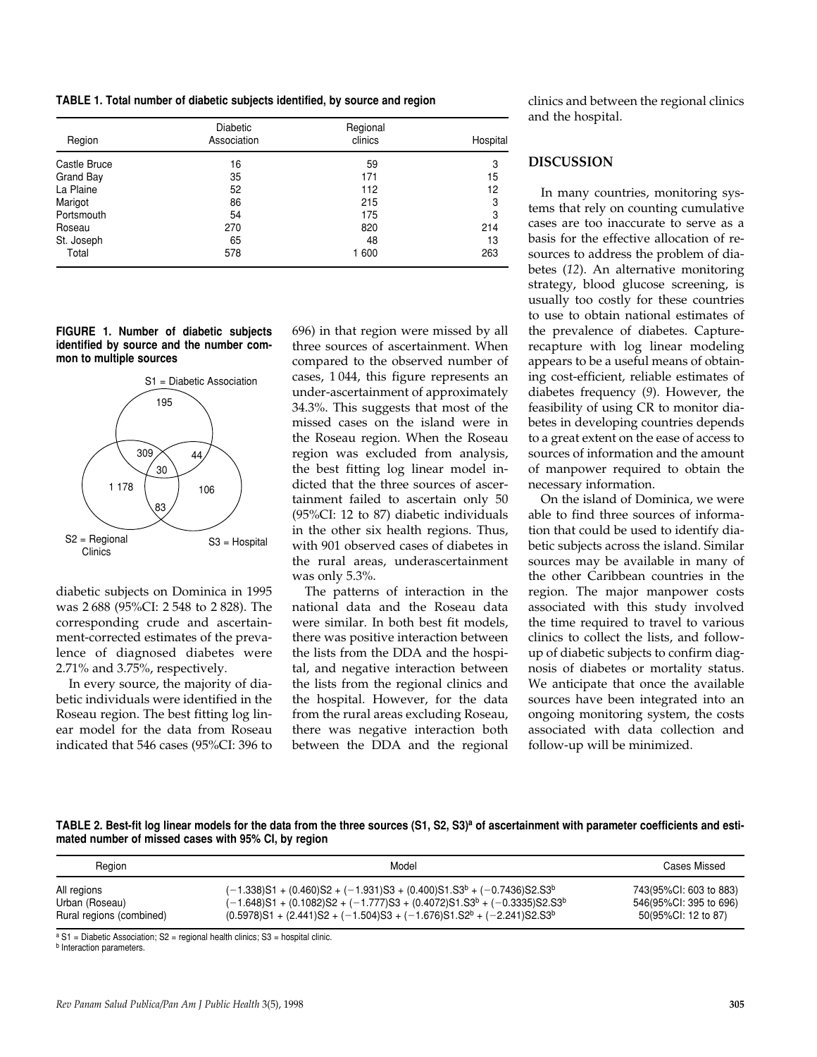**TABLE 1. Total number of diabetic subjects identified, by source and region**

| Region | Diabetic Association | Regional clinics | Hospital |
|---|---|---|---|
| Castle Bruce | 16 | 59 | 3 |
| Grand Bay | 35 | 171 | 15 |
| La Plaine | 52 | 112 | 12 |
| Marigot | 86 | 215 | 3 |
| Portsmouth | 54 | 175 | 3 |
| Roseau | 270 | 820 | 214 |
| St. Joseph | 65 | 48 | 13 |
| Total | 578 | 1 600 | 263 |

**FIGURE 1. Number of diabetic subjects identified by source and the number common to multiple sources**

S1 = Diabetic Association: 195; S1∩S2 only: 309; S1∩S3 only: 44; S1∩S2∩S3: 30; S2 = Regional Clinics only: 1 178; S2∩S3 only: 83; S3 = Hospital only: 106

diabetic subjects on Dominica in 1995 was 2 688 (95%CI: 2 548 to 2 828). The corresponding crude and ascertainment-corrected estimates of the prevalence of diagnosed diabetes were 2.71% and 3.75%, respectively.

In every source, the majority of diabetic individuals were identified in the Roseau region. The best fitting log linear model for the data from Roseau indicated that 546 cases (95%CI: 396 to 696) in that region were missed by all three sources of ascertainment. When compared to the observed number of cases, 1 044, this figure represents an under-ascertainment of approximately 34.3%. This suggests that most of the missed cases on the island were in the Roseau region. When the Roseau region was excluded from analysis, the best fitting log linear model indicted that the three sources of ascertainment failed to ascertain only 50 (95%CI: 12 to 87) diabetic individuals in the other six health regions. Thus, with 901 observed cases of diabetes in the rural areas, underascertainment was only 5.3%.

The patterns of interaction in the national data and the Roseau data were similar. In both best fit models, there was positive interaction between the lists from the DDA and the hospital, and negative interaction between the lists from the regional clinics and the hospital. However, for the data from the rural areas excluding Roseau, there was negative interaction both between the DDA and the regional clinics and between the regional clinics and the hospital.

## DISCUSSION

In many countries, monitoring systems that rely on counting cumulative cases are too inaccurate to serve as a basis for the effective allocation of resources to address the problem of diabetes (*12*). An alternative monitoring strategy, blood glucose screening, is usually too costly for these countries to use to obtain national estimates of the prevalence of diabetes. Capture-recapture with log linear modeling appears to be a useful means of obtaining cost-efficient, reliable estimates of diabetes frequency (*9*). However, the feasibility of using CR to monitor diabetes in developing countries depends to a great extent on the ease of access to sources of information and the amount of manpower required to obtain the necessary information.

On the island of Dominica, we were able to find three sources of information that could be used to identify diabetic subjects across the island. Similar sources may be available in many of the other Caribbean countries in the region. The major manpower costs associated with this study involved the time required to travel to various clinics to collect the lists, and follow-up of diabetic subjects to confirm diagnosis of diabetes or mortality status. We anticipate that once the available sources have been integrated into an ongoing monitoring system, the costs associated with data collection and follow-up will be minimized.

**TABLE 2. Best-fit log linear models for the data from the three sources (S1, S2, S3)[a] of ascertainment with parameter coefficients and estimated number of missed cases with 95% CI, by region**

| Region | Model | Cases Missed |
|---|---|---|
| All regions | $(-1.338)S1 + (0.460)S2 + (-1.931)S3 + (0.400)S1.S3^{b} + (-0.7436)S2.S3^{b}$ | 743(95%CI: 603 to 883) |
| Urban (Roseau) | $(-1.648)S1 + (0.1082)S2 + (-1.777)S3 + (0.4072)S1.S3^{b} + (-0.3335)S2.S3^{b}$ | 546(95%CI: 395 to 696) |
| Rural regions (combined) | $(0.5978)S1 + (2.441)S2 + (-1.504)S3 + (-1.676)S1.S2^{b} + (-2.241)S2.S3^{b}$ | 50(95%CI: 12 to 87) |

[a] S1 = Diabetic Association; S2 = regional health clinics; S3 = hospital clinic.
[b] Interaction parameters.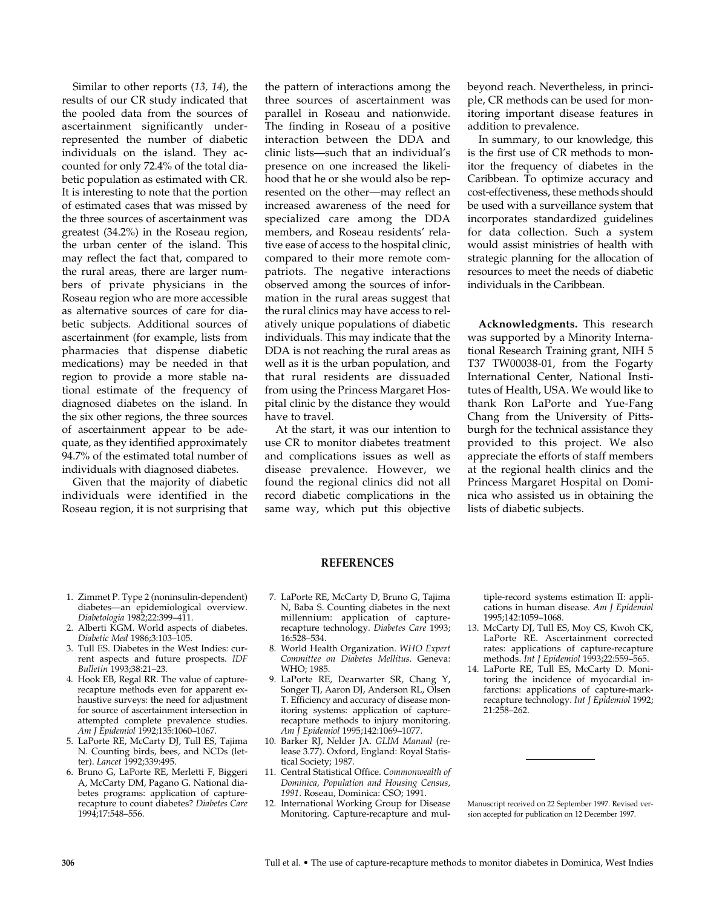Similar to other reports (*13, 14*), the results of our CR study indicated that the pooled data from the sources of ascertainment significantly underrepresented the number of diabetic individuals on the island. They accounted for only 72.4% of the total diabetic population as estimated with CR. It is interesting to note that the portion of estimated cases that was missed by the three sources of ascertainment was greatest (34.2%) in the Roseau region, the urban center of the island. This may reflect the fact that, compared to the rural areas, there are larger numbers of private physicians in the Roseau region who are more accessible as alternative sources of care for diabetic subjects. Additional sources of ascertainment (for example, lists from pharmacies that dispense diabetic medications) may be needed in that region to provide a more stable national estimate of the frequency of diagnosed diabetes on the island. In the six other regions, the three sources of ascertainment appear to be adequate, as they identified approximately 94.7% of the estimated total number of individuals with diagnosed diabetes.

Given that the majority of diabetic individuals were identified in the Roseau region, it is not surprising that the pattern of interactions among the three sources of ascertainment was parallel in Roseau and nationwide. The finding in Roseau of a positive interaction between the DDA and clinic lists—such that an individual's presence on one increased the likelihood that he or she would also be represented on the other—may reflect an increased awareness of the need for specialized care among the DDA members, and Roseau residents' relative ease of access to the hospital clinic, compared to their more remote compatriots. The negative interactions observed among the sources of information in the rural areas suggest that the rural clinics may have access to relatively unique populations of diabetic individuals. This may indicate that the DDA is not reaching the rural areas as well as it is the urban population, and that rural residents are dissuaded from using the Princess Margaret Hospital clinic by the distance they would have to travel.

At the start, it was our intention to use CR to monitor diabetes treatment and complications issues as well as disease prevalence. However, we found the regional clinics did not all record diabetic complications in the same way, which put this objective beyond reach. Nevertheless, in principle, CR methods can be used for monitoring important disease features in addition to prevalence.

In summary, to our knowledge, this is the first use of CR methods to monitor the frequency of diabetes in the Caribbean. To optimize accuracy and cost-effectiveness, these methods should be used with a surveillance system that incorporates standardized guidelines for data collection. Such a system would assist ministries of health with strategic planning for the allocation of resources to meet the needs of diabetic individuals in the Caribbean.

**Acknowledgments.** This research was supported by a Minority International Research Training grant, NIH 5 T37 TW00038-01, from the Fogarty International Center, National Institutes of Health, USA. We would like to thank Ron LaPorte and Yue-Fang Chang from the University of Pittsburgh for the technical assistance they provided to this project. We also appreciate the efforts of staff members at the regional health clinics and the Princess Margaret Hospital on Dominica who assisted us in obtaining the lists of diabetic subjects.

## REFERENCES

1. Zimmet P. Type 2 (noninsulin-dependent) diabetes—an epidemiological overview. *Diabetologia* 1982;22:399–411.
2. Alberti KGM. World aspects of diabetes. *Diabetic Med* 1986;3:103–105.
3. Tull ES. Diabetes in the West Indies: current aspects and future prospects. *IDF Bulletin* 1993;38:21–23.
4. Hook EB, Regal RR. The value of capture-recapture methods even for apparent exhaustive surveys: the need for adjustment for source of ascertainment intersection in attempted complete prevalence studies. *Am J Epidemiol* 1992;135:1060–1067.
5. LaPorte RE, McCarty DJ, Tull ES, Tajima N. Counting birds, bees, and NCDs (letter). *Lancet* 1992;339:495.
6. Bruno G, LaPorte RE, Merletti F, Biggeri A, McCarty DM, Pagano G. National diabetes programs: application of capture-recapture to count diabetes? *Diabetes Care* 1994;17:548–556.
7. LaPorte RE, McCarty D, Bruno G, Tajima N, Baba S. Counting diabetes in the next millennium: application of capture-recapture technology. *Diabetes Care* 1993; 16:528–534.
8. World Health Organization. *WHO Expert Committee on Diabetes Mellitus*. Geneva: WHO; 1985.
9. LaPorte RE, Dearwarter SR, Chang Y, Songer TJ, Aaron DJ, Anderson RL, Olsen T. Efficiency and accuracy of disease monitoring systems: application of capture-recapture methods to injury monitoring. *Am J Epidemiol* 1995;142:1069–1077.
10. Barker RJ, Nelder JA. *GLIM Manual* (release 3.77). Oxford, England: Royal Statistical Society; 1987.
11. Central Statistical Office. *Commonwealth of Dominica, Population and Housing Census, 1991*. Roseau, Dominica: CSO; 1991.
12. International Working Group for Disease Monitoring. Capture-recapture and multiple-record systems estimation II: applications in human disease. *Am J Epidemiol* 1995;142:1059–1068.
13. McCarty DJ, Tull ES, Moy CS, Kwoh CK, LaPorte RE. Ascertainment corrected rates: applications of capture-recapture methods. *Int J Epidemiol* 1993;22:559–565.
14. LaPorte RE, Tull ES, McCarty D. Monitoring the incidence of myocardial infarctions: applications of capture-mark-recapture technology. *Int J Epidemiol* 1992; 21:258–262.

Manuscript received on 22 September 1997. Revised version accepted for publication on 12 December 1997.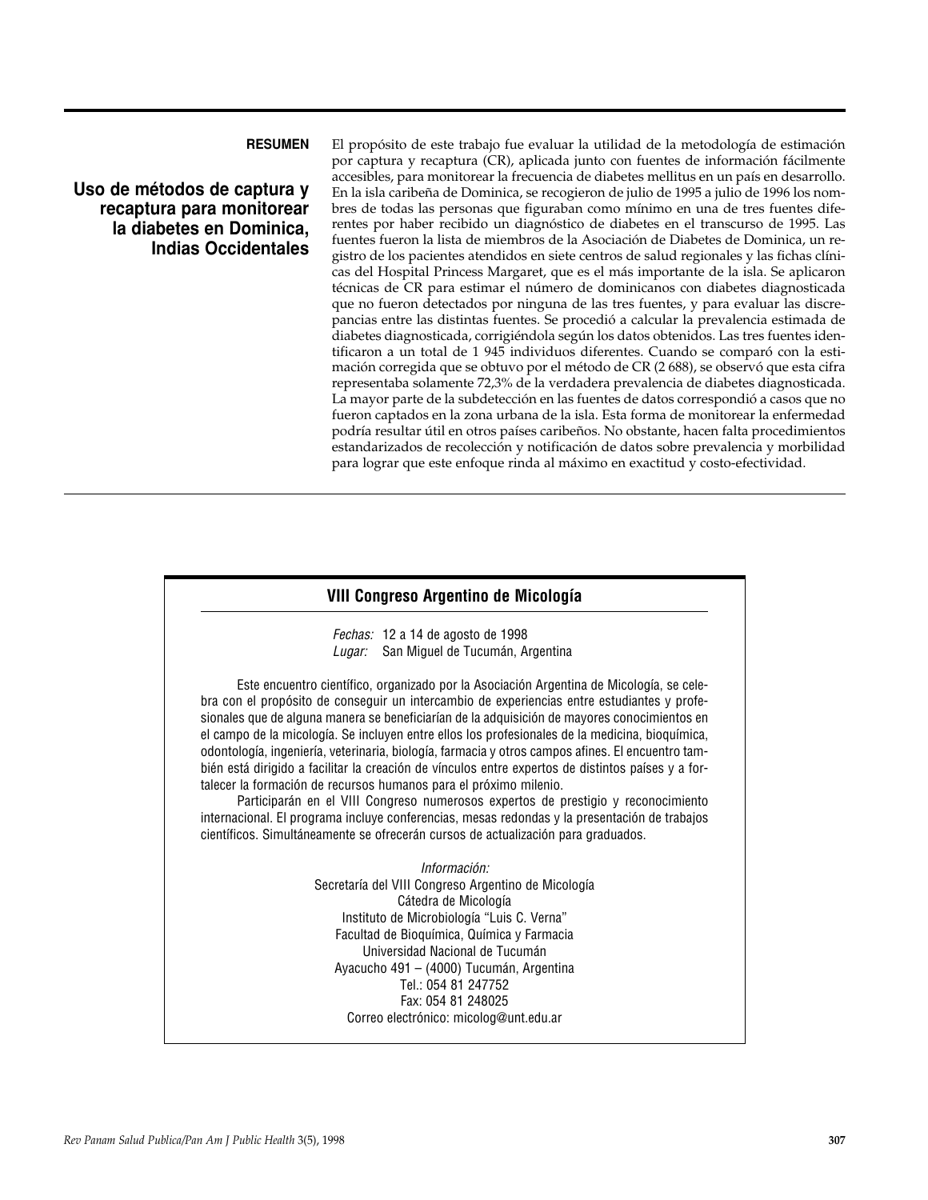**RESUMEN**

## Uso de métodos de captura y recaptura para monitorear la diabetes en Dominica, Indias Occidentales

El propósito de este trabajo fue evaluar la utilidad de la metodología de estimación por captura y recaptura (CR), aplicada junto con fuentes de información fácilmente accesibles, para monitorear la frecuencia de diabetes mellitus en un país en desarrollo. En la isla caribeña de Dominica, se recogieron de julio de 1995 a julio de 1996 los nombres de todas las personas que figuraban como mínimo en una de tres fuentes diferentes por haber recibido un diagnóstico de diabetes en el transcurso de 1995. Las fuentes fueron la lista de miembros de la Asociación de Diabetes de Dominica, un registro de los pacientes atendidos en siete centros de salud regionales y las fichas clínicas del Hospital Princess Margaret, que es el más importante de la isla. Se aplicaron técnicas de CR para estimar el número de dominicanos con diabetes diagnosticada que no fueron detectados por ninguna de las tres fuentes, y para evaluar las discrepancias entre las distintas fuentes. Se procedió a calcular la prevalencia estimada de diabetes diagnosticada, corrigiéndola según los datos obtenidos. Las tres fuentes identificaron a un total de 1 945 individuos diferentes. Cuando se comparó con la estimación corregida que se obtuvo por el método de CR (2 688), se observó que esta cifra representaba solamente 72,3% de la verdadera prevalencia de diabetes diagnosticada. La mayor parte de la subdetección en las fuentes de datos correspondió a casos que no fueron captados en la zona urbana de la isla. Esta forma de monitorear la enfermedad podría resultar útil en otros países caribeños. No obstante, hacen falta procedimientos estandarizados de recolección y notificación de datos sobre prevalencia y morbilidad para lograr que este enfoque rinda al máximo en exactitud y costo-efectividad.

---

### VIII Congreso Argentino de Micología

*Fechas:* 12 a 14 de agosto de 1998
*Lugar:* San Miguel de Tucumán, Argentina

Este encuentro científico, organizado por la Asociación Argentina de Micología, se celebra con el propósito de conseguir un intercambio de experiencias entre estudiantes y profesionales que de alguna manera se beneficiarían de la adquisición de mayores conocimientos en el campo de la micología. Se incluyen entre ellos los profesionales de la medicina, bioquímica, odontología, ingeniería, veterinaria, biología, farmacia y otros campos afines. El encuentro también está dirigido a facilitar la creación de vínculos entre expertos de distintos países y a fortalecer la formación de recursos humanos para el próximo milenio.

Participarán en el VIII Congreso numerosos expertos de prestigio y reconocimiento internacional. El programa incluye conferencias, mesas redondas y la presentación de trabajos científicos. Simultáneamente se ofrecerán cursos de actualización para graduados.

*Información:*
Secretaría del VIII Congreso Argentino de Micología
Cátedra de Micología
Instituto de Microbiología "Luis C. Verna"
Facultad de Bioquímica, Química y Farmacia
Universidad Nacional de Tucumán
Ayacucho 491 – (4000) Tucumán, Argentina
Tel.: 054 81 247752
Fax: 054 81 248025
Correo electrónico: micolog@unt.edu.ar